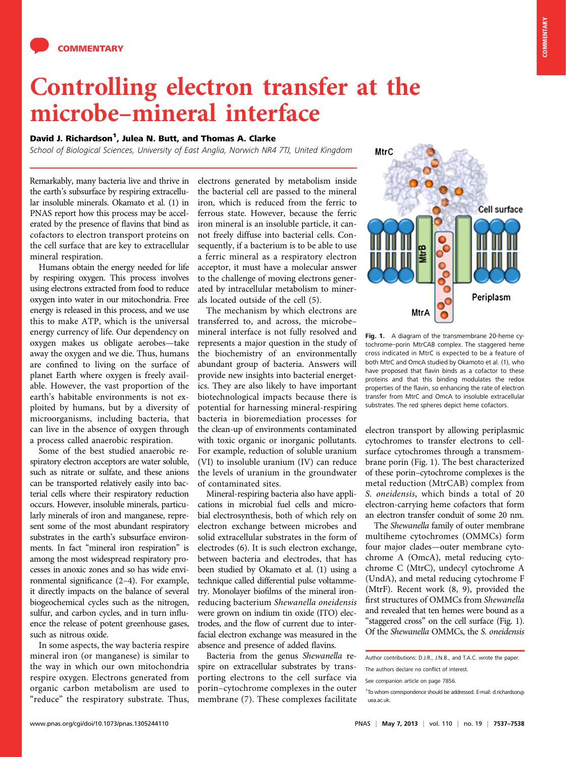COMMENTARY

# Controlling electron transfer at the microbe–mineral interface

**David J. Richardson[1], Julea N. Butt, and Thomas A. Clarke**

*School of Biological Sciences, University of East Anglia, Norwich NR4 7TJ, United Kingdom*

Remarkably, many bacteria live and thrive in the earth's subsurface by respiring extracellular insoluble minerals. Okamato et al. (1) in PNAS report how this process may be accelerated by the presence of flavins that bind as cofactors to electron transport proteins on the cell surface that are key to extracellular mineral respiration.

Humans obtain the energy needed for life by respiring oxygen. This process involves using electrons extracted from food to reduce oxygen into water in our mitochondria. Free energy is released in this process, and we use this to make ATP, which is the universal energy currency of life. Our dependency on oxygen makes us obligate aerobes—take away the oxygen and we die. Thus, humans are confined to living on the surface of planet Earth where oxygen is freely available. However, the vast proportion of the earth's habitable environments is not exploited by humans, but by a diversity of microorganisms, including bacteria, that can live in the absence of oxygen through a process called anaerobic respiration.

Some of the best studied anaerobic respiratory electron acceptors are water soluble, such as nitrate or sulfate, and these anions can be transported relatively easily into bacterial cells where their respiratory reduction occurs. However, insoluble minerals, particularly minerals of iron and manganese, represent some of the most abundant respiratory substrates in the earth's subsurface environments. In fact "mineral iron respiration" is among the most widespread respiratory processes in anoxic zones and so has wide environmental significance (2–4). For example, it directly impacts on the balance of several biogeochemical cycles such as the nitrogen, sulfur, and carbon cycles, and in turn influence the release of potent greenhouse gases, such as nitrous oxide.

In some aspects, the way bacteria respire mineral iron (or manganese) is similar to the way in which our own mitochondria respire oxygen. Electrons generated from organic carbon metabolism are used to "reduce" the respiratory substrate. Thus, electrons generated by metabolism inside the bacterial cell are passed to the mineral iron, which is reduced from the ferric to ferrous state. However, because the ferric iron mineral is an insoluble particle, it cannot freely diffuse into bacterial cells. Consequently, if a bacterium is to be able to use a ferric mineral as a respiratory electron acceptor, it must have a molecular answer to the challenge of moving electrons generated by intracellular metabolism to minerals located outside of the cell (5).

The mechanism by which electrons are transferred to, and across, the microbe–mineral interface is not fully resolved and represents a major question in the study of the biochemistry of an environmentally abundant group of bacteria. Answers will provide new insights into bacterial energetics. They are also likely to have important biotechnological impacts because there is potential for harnessing mineral-respiring bacteria in bioremediation processes for the clean-up of environments contaminated with toxic organic or inorganic pollutants. For example, reduction of soluble uranium (VI) to insoluble uranium (IV) can reduce the levels of uranium in the groundwater of contaminated sites.

Mineral-respiring bacteria also have applications in microbial fuel cells and microbial electrosynthesis, both of which rely on electron exchange between microbes and solid extracellular substrates in the form of electrodes (6). It is such electron exchange, between bacteria and electrodes, that has been studied by Okamato et al. (1) using a technique called differential pulse voltammetry. Monolayer biofilms of the mineral iron-reducing bacterium *Shewanella oneidensis* were grown on indium tin oxide (ITO) electrodes, and the flow of current due to interfacial electron exchange was measured in the absence and presence of added flavins.

Bacteria from the genus *Shewanella* respire on extracellular substrates by transporting electrons to the cell surface via porin–cytochrome complexes in the outer membrane (7). These complexes facilitate electron transport by allowing periplasmic cytochromes to transfer electrons to cell-surface cytochromes through a transmembrane porin (Fig. 1). The best characterized of these porin–cytochrome complexes is the metal reduction (MtrCAB) complex from *S. oneidensis*, which binds a total of 20 electron-carrying heme cofactors that form an electron transfer conduit of some 20 nm.

MtrC

Cell surface

MtrB

Periplasm

MtrA

**Fig. 1.** A diagram of the transmembrane 20-heme cytochrome–porin MtrCAB complex. The staggered heme cross indicated in MtrC is expected to be a feature of both MtrC and OmcA studied by Okamoto et al. (1), who have proposed that flavin binds as a cofactor to these proteins and that this binding modulates the redox properties of the flavin, so enhancing the rate of electron transfer from MtrC and OmcA to insoluble extracellular substrates. The red spheres depict heme cofactors.

The *Shewanella* family of outer membrane multiheme cytochromes (OMMCs) form four major clades—outer membrane cytochrome A (OmcA), metal reducing cytochrome C (MtrC), undecyl cytochrome A (UndA), and metal reducing cytochrome F (MtrF). Recent work (8, 9), provided the first structures of OMMCs from *Shewanella* and revealed that ten hemes were bound as a "staggered cross" on the cell surface (Fig. 1). Of the *Shewanella* OMMCs, the *S. oneidensis*

Author contributions: D.J.R., J.N.B., and T.A.C. wrote the paper.

The authors declare no conflict of interest.

See companion article on page 7856.

[1]To whom correspondence should be addressed. E-mail: d.richardson@uea.ac.uk.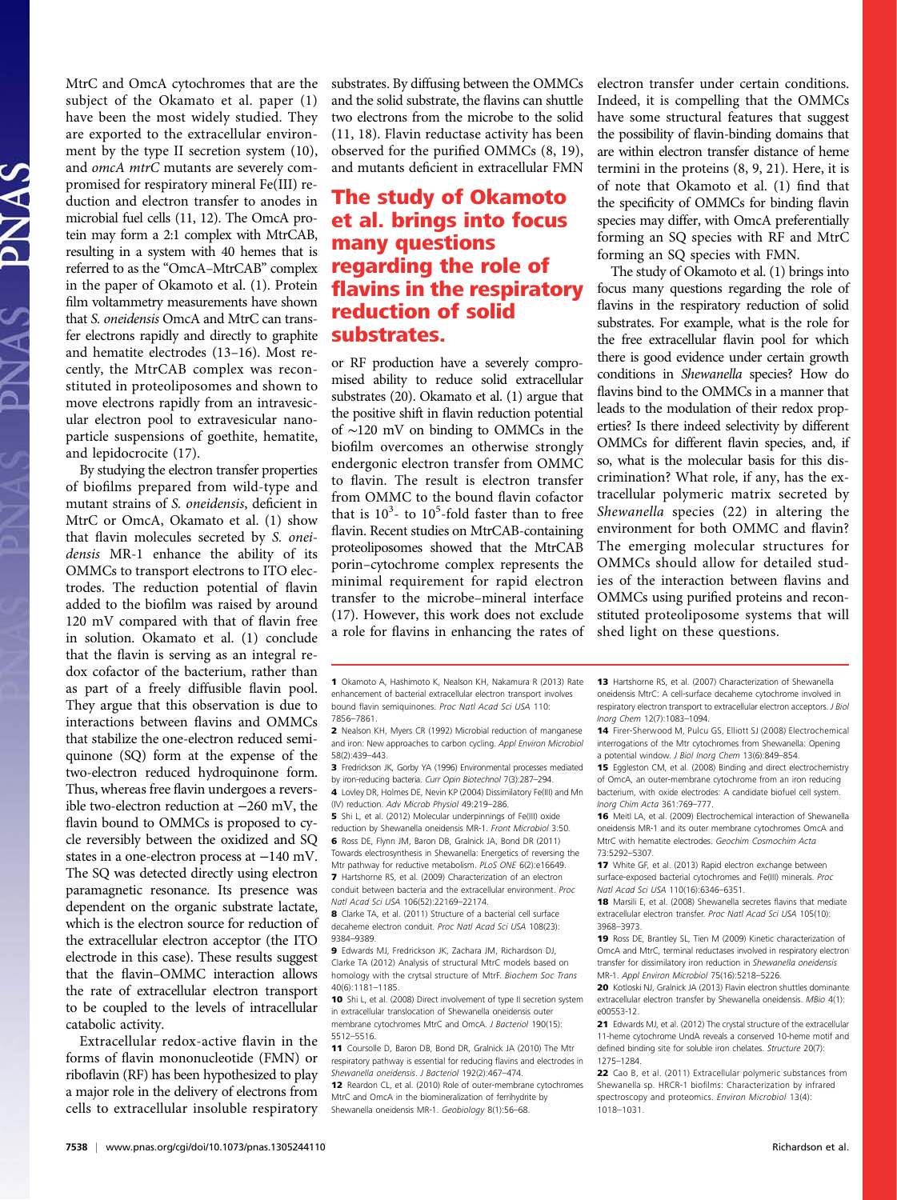MtrC and OmcA cytochromes that are the subject of the Okamato et al. paper (1) have been the most widely studied. They are exported to the extracellular environment by the type II secretion system (10), and *omcA mtrC* mutants are severely compromised for respiratory mineral Fe(III) reduction and electron transfer to anodes in microbial fuel cells (11, 12). The OmcA protein may form a 2:1 complex with MtrCAB, resulting in a system with 40 hemes that is referred to as the "OmcA–MtrCAB" complex in the paper of Okamoto et al. (1). Protein film voltammetry measurements have shown that *S. oneidensis* OmcA and MtrC can transfer electrons rapidly and directly to graphite and hematite electrodes (13–16). Most recently, the MtrCAB complex was reconstituted in proteoliposomes and shown to move electrons rapidly from an intravesicular electron pool to extravesicular nanoparticle suspensions of goethite, hematite, and lepidocrocite (17).

By studying the electron transfer properties of biofilms prepared from wild-type and mutant strains of *S. oneidensis*, deficient in MtrC or OmcA, Okamato et al. (1) show that flavin molecules secreted by *S. oneidensis* MR-1 enhance the ability of its OMMCs to transport electrons to ITO electrodes. The reduction potential of flavin added to the biofilm was raised by around 120 mV compared with that of flavin free in solution. Okamato et al. (1) conclude that the flavin is serving as an integral redox cofactor of the bacterium, rather than as part of a freely diffusible flavin pool. They argue that this observation is due to interactions between flavins and OMMCs that stabilize the one-electron reduced semiquinone (SQ) form at the expense of the two-electron reduced hydroquinone form. Thus, whereas free flavin undergoes a reversible two-electron reduction at −260 mV, the flavin bound to OMMCs is proposed to cycle reversibly between the oxidized and SQ states in a one-electron process at −140 mV. The SQ was detected directly using electron paramagnetic resonance. Its presence was dependent on the organic substrate lactate, which is the electron source for reduction of the extracellular electron acceptor (the ITO electrode in this case). These results suggest that the flavin–OMMC interaction allows the rate of extracellular electron transport to be coupled to the levels of intracellular catabolic activity.

Extracellular redox-active flavin in the forms of flavin mononucleotide (FMN) or riboflavin (RF) has been hypothesized to play a major role in the delivery of electrons from cells to extracellular insoluble respiratory substrates. By diffusing between the OMMCs and the solid substrate, the flavins can shuttle two electrons from the microbe to the solid (11, 18). Flavin reductase activity has been observed for the purified OMMCs (8, 19), and mutants deficient in extracellular FMN or RF production have a severely compromised ability to reduce solid extracellular substrates (20). Okamato et al. (1) argue that the positive shift in flavin reduction potential of ∼120 mV on binding to OMMCs in the biofilm overcomes an otherwise strongly endergonic electron transfer from OMMC to flavin. The result is electron transfer from OMMC to the bound flavin cofactor that is $10^3$- to $10^5$-fold faster than to free flavin. Recent studies on MtrCAB-containing proteoliposomes showed that the MtrCAB porin–cytochrome complex represents the minimal requirement for rapid electron transfer to the microbe–mineral interface (17). However, this work does not exclude a role for flavins in enhancing the rates of electron transfer under certain conditions. Indeed, it is compelling that the OMMCs have some structural features that suggest the possibility of flavin-binding domains that are within electron transfer distance of heme termini in the proteins (8, 9, 21). Here, it is of note that Okamoto et al. (1) find that the specificity of OMMCs for binding flavin species may differ, with OmcA preferentially forming an SQ species with RF and MtrC forming an SQ species with FMN.

**The study of Okamoto et al. brings into focus many questions regarding the role of flavins in the respiratory reduction of solid substrates.**

The study of Okamoto et al. (1) brings into focus many questions regarding the role of flavins in the respiratory reduction of solid substrates. For example, what is the role for the free extracellular flavin pool for which there is good evidence under certain growth conditions in *Shewanella* species? How do flavins bind to the OMMCs in a manner that leads to the modulation of their redox properties? Is there indeed selectivity by different OMMCs for different flavin species, and, if so, what is the molecular basis for this discrimination? What role, if any, has the extracellular polymeric matrix secreted by *Shewanella* species (22) in altering the environment for both OMMC and flavin? The emerging molecular structures for OMMCs should allow for detailed studies of the interaction between flavins and OMMCs using purified proteins and reconstituted proteoliposome systems that will shed light on these questions.

1 Okamoto A, Hashimoto K, Nealson KH, Nakamura R (2013) Rate enhancement of bacterial extracellular electron transport involves bound flavin semiquinones. *Proc Natl Acad Sci USA* 110: 7856–7861.

2 Nealson KH, Myers CR (1992) Microbial reduction of manganese and iron: New approaches to carbon cycling. *Appl Environ Microbiol* 58(2):439–443.

3 Fredrickson JK, Gorby YA (1996) Environmental processes mediated by iron-reducing bacteria. *Curr Opin Biotechnol* 7(3):287–294.

4 Lovley DR, Holmes DE, Nevin KP (2004) Dissimilatory Fe(III) and Mn (IV) reduction. *Adv Microb Physiol* 49:219–286.

5 Shi L, et al. (2012) Molecular underpinnings of Fe(III) oxide reduction by Shewanella oneidensis MR-1. *Front Microbiol* 3:50.

6 Ross DE, Flynn JM, Baron DB, Gralnick JA, Bond DR (2011) Towards electrosynthesis in Shewanella: Energetics of reversing the Mtr pathway for reductive metabolism. *PLoS ONE* 6(2):e16649.

7 Hartshorne RS, et al. (2009) Characterization of an electron conduit between bacteria and the extracellular environment. *Proc Natl Acad Sci USA* 106(52):22169–22174.

8 Clarke TA, et al. (2011) Structure of a bacterial cell surface decaheme electron conduit. *Proc Natl Acad Sci USA* 108(23): 9384–9389.

9 Edwards MJ, Fredrickson JK, Zachara JM, Richardson DJ, Clarke TA (2012) Analysis of structural MtrC models based on homology with the crytsal structure of MtrF. *Biochem Soc Trans* 40(6):1181–1185.

10 Shi L, et al. (2008) Direct involvement of type II secretion system in extracellular translocation of Shewanella oneidensis outer membrane cytochromes MtrC and OmcA. *J Bacteriol* 190(15): 5512–5516.

11 Coursolle D, Baron DB, Bond DR, Gralnick JA (2010) The Mtr respiratory pathway is essential for reducing flavins and electrodes in *Shewanella oneidensis*. *J Bacteriol* 192(2):467–474.

12 Reardon CL, et al. (2010) Role of outer-membrane cytochromes MtrC and OmcA in the biomineralization of ferrihydrite by Shewanella oneidensis MR-1. *Geobiology* 8(1):56–68.

13 Hartshorne RS, et al. (2007) Characterization of Shewanella oneidensis MtrC: A cell-surface decaheme cytochrome involved in respiratory electron transport to extracellular electron acceptors. *J Biol Inorg Chem* 12(7):1083–1094.

14 Firer-Sherwood M, Pulcu GS, Elliott SJ (2008) Electrochemical interrogations of the Mtr cytochromes from Shewanella: Opening a potential window. *J Biol Inorg Chem* 13(6):849–854.

15 Eggleston CM, et al. (2008) Binding and direct electrochemistry of OmcA, an outer-membrane cytochrome from an iron reducing bacterium, with oxide electrodes: A candidate biofuel cell system. *Inorg Chim Acta* 361:769–777.

16 Meitl LA, et al. (2009) Electrochemical interaction of Shewanella oneidensis MR-1 and its outer membrane cytochromes OmcA and MtrC with hematite electrodes. *Geochim Cosmochim Acta* 73:5292–5307.

17 White GF, et al. (2013) Rapid electron exchange between surface-exposed bacterial cytochromes and Fe(III) minerals. *Proc Natl Acad Sci USA* 110(16):6346–6351.

18 Marsili E, et al. (2008) Shewanella secretes flavins that mediate extracellular electron transfer. *Proc Natl Acad Sci USA* 105(10): 3968–3973.

19 Ross DE, Brantley SL, Tien M (2009) Kinetic characterization of OmcA and MtrC, terminal reductases involved in respiratory electron transfer for dissimilatory iron reduction in *Shewanella oneidensis* MR-1. *Appl Environ Microbiol* 75(16):5218–5226.

20 Kotloski NJ, Gralnick JA (2013) Flavin electron shuttles dominante extracellular electron transfer by Shewanella oneidensis. *MBio* 4(1): e00553-12.

21 Edwards MJ, et al. (2012) The crystal structure of the extracellular 11-heme cytochrome UndA reveals a conserved 10-heme motif and defined binding site for soluble iron chelates. *Structure* 20(7): 1275–1284.

22 Cao B, et al. (2011) Extracellular polymeric substances from Shewanella sp. HRCR-1 biofilms: Characterization by infrared spectroscopy and proteomics. *Environ Microbiol* 13(4): 1018–1031.